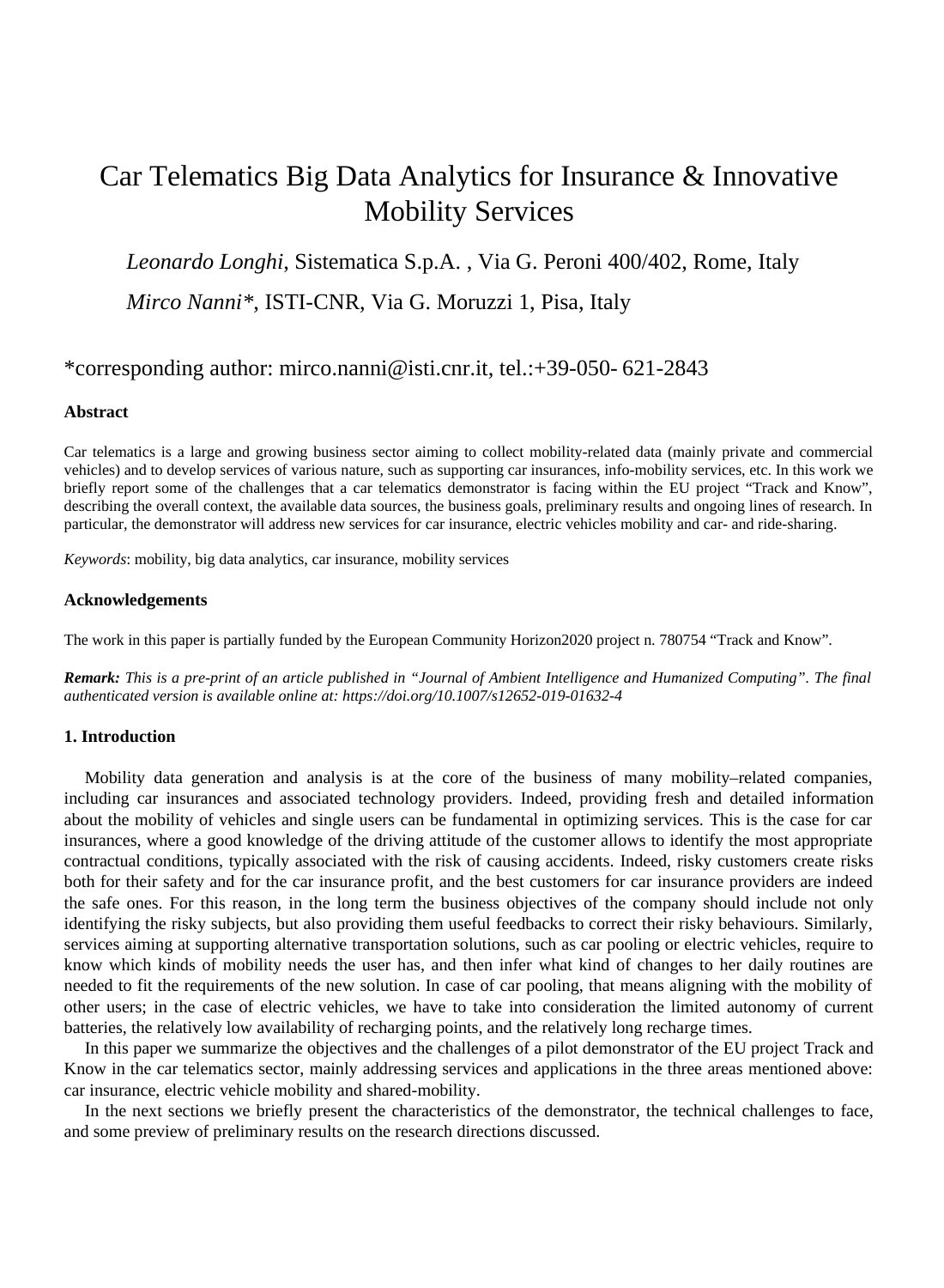# Car Telematics Big Data Analytics for Insurance & Innovative Mobility Services

*Leonardo Longhi*, Sistematica S.p.A. , Via G. Peroni 400/402, Rome, Italy

*Mirco Nanni**, ISTI-CNR, Via G. Moruzzi 1, Pisa, Italy

*corresponding author: mirco.nanni@isti.cnr.it, tel.:+39-050- 621-2843

### Abstract

Car telematics is a large and growing business sector aiming to collect mobility-related data (mainly private and commercial vehicles) and to develop services of various nature, such as supporting car insurances, info-mobility services, etc. In this work we briefly report some of the challenges that a car telematics demonstrator is facing within the EU project "Track and Know", describing the overall context, the available data sources, the business goals, preliminary results and ongoing lines of research. In particular, the demonstrator will address new services for car insurance, electric vehicles mobility and car- and ride-sharing.

*Keywords*: mobility, big data analytics, car insurance, mobility services

### Acknowledgements

The work in this paper is partially funded by the European Community Horizon2020 project n. 780754 "Track and Know".

***Remark:*** *This is a pre-print of an article published in "Journal of Ambient Intelligence and Humanized Computing". The final authenticated version is available online at: https://doi.org/10.1007/s12652-019-01632-4*

### 1. Introduction

Mobility data generation and analysis is at the core of the business of many mobility–related companies, including car insurances and associated technology providers. Indeed, providing fresh and detailed information about the mobility of vehicles and single users can be fundamental in optimizing services. This is the case for car insurances, where a good knowledge of the driving attitude of the customer allows to identify the most appropriate contractual conditions, typically associated with the risk of causing accidents. Indeed, risky customers create risks both for their safety and for the car insurance profit, and the best customers for car insurance providers are indeed the safe ones. For this reason, in the long term the business objectives of the company should include not only identifying the risky subjects, but also providing them useful feedbacks to correct their risky behaviours. Similarly, services aiming at supporting alternative transportation solutions, such as car pooling or electric vehicles, require to know which kinds of mobility needs the user has, and then infer what kind of changes to her daily routines are needed to fit the requirements of the new solution. In case of car pooling, that means aligning with the mobility of other users; in the case of electric vehicles, we have to take into consideration the limited autonomy of current batteries, the relatively low availability of recharging points, and the relatively long recharge times.

In this paper we summarize the objectives and the challenges of a pilot demonstrator of the EU project Track and Know in the car telematics sector, mainly addressing services and applications in the three areas mentioned above: car insurance, electric vehicle mobility and shared-mobility.

In the next sections we briefly present the characteristics of the demonstrator, the technical challenges to face, and some preview of preliminary results on the research directions discussed.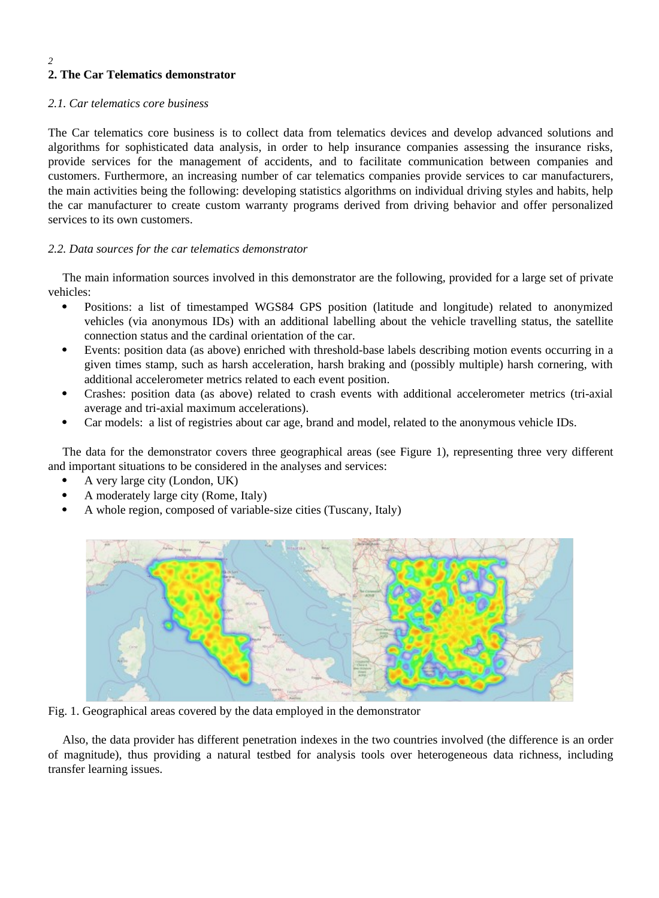## 2. The Car Telematics demonstrator

### *2.1. Car telematics core business*

The Car telematics core business is to collect data from telematics devices and develop advanced solutions and algorithms for sophisticated data analysis, in order to help insurance companies assessing the insurance risks, provide services for the management of accidents, and to facilitate communication between companies and customers. Furthermore, an increasing number of car telematics companies provide services to car manufacturers, the main activities being the following: developing statistics algorithms on individual driving styles and habits, help the car manufacturer to create custom warranty programs derived from driving behavior and offer personalized services to its own customers.

### *2.2. Data sources for the car telematics demonstrator*

The main information sources involved in this demonstrator are the following, provided for a large set of private vehicles:

- Positions: a list of timestamped WGS84 GPS position (latitude and longitude) related to anonymized vehicles (via anonymous IDs) with an additional labelling about the vehicle travelling status, the satellite connection status and the cardinal orientation of the car.
- Events: position data (as above) enriched with threshold-base labels describing motion events occurring in a given times stamp, such as harsh acceleration, harsh braking and (possibly multiple) harsh cornering, with additional accelerometer metrics related to each event position.
- Crashes: position data (as above) related to crash events with additional accelerometer metrics (tri-axial average and tri-axial maximum accelerations).
- Car models: a list of registries about car age, brand and model, related to the anonymous vehicle IDs.

The data for the demonstrator covers three geographical areas (see Figure 1), representing three very different and important situations to be considered in the analyses and services:

- A very large city (London, UK)
- A moderately large city (Rome, Italy)
- A whole region, composed of variable-size cities (Tuscany, Italy)

Fig. 1. Geographical areas covered by the data employed in the demonstrator

Also, the data provider has different penetration indexes in the two countries involved (the difference is an order of magnitude), thus providing a natural testbed for analysis tools over heterogeneous data richness, including transfer learning issues.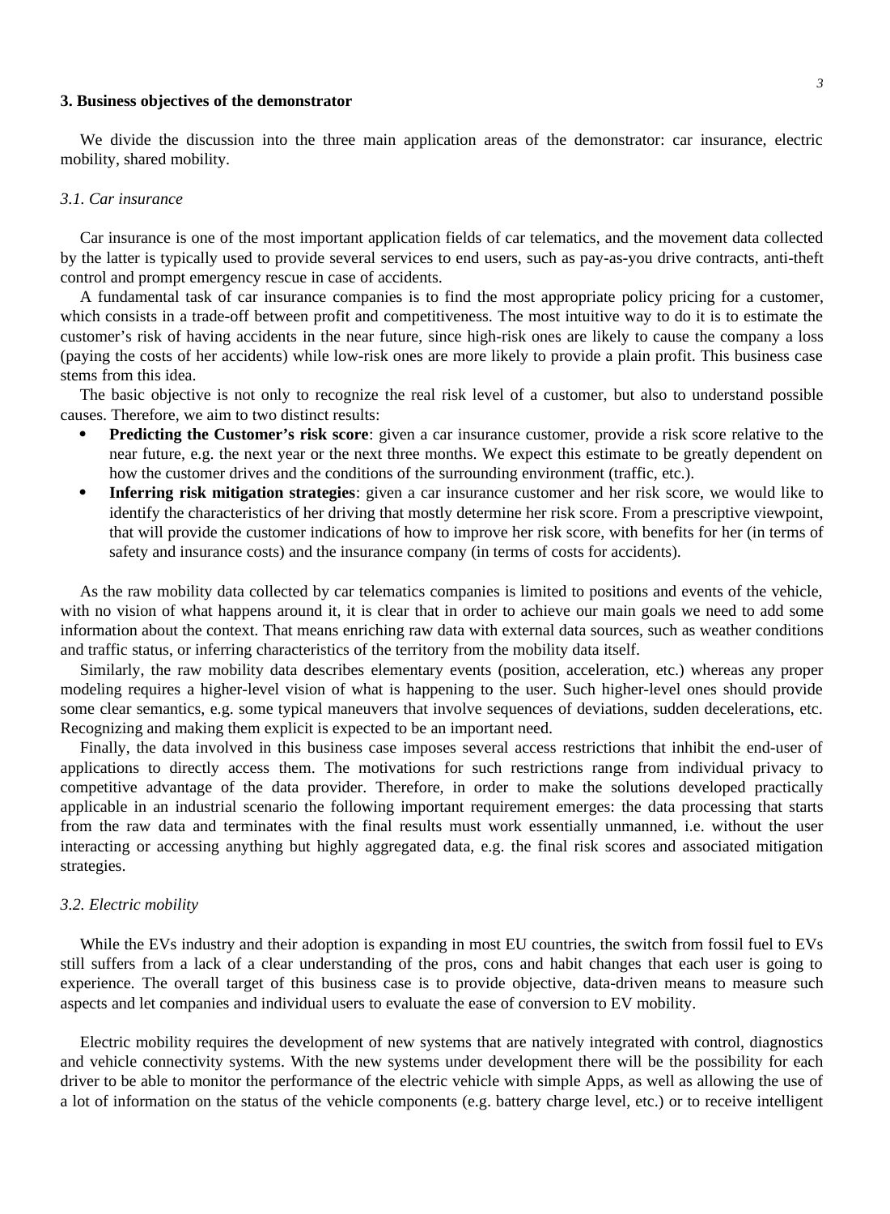## 3. Business objectives of the demonstrator

We divide the discussion into the three main application areas of the demonstrator: car insurance, electric mobility, shared mobility.

### *3.1. Car insurance*

Car insurance is one of the most important application fields of car telematics, and the movement data collected by the latter is typically used to provide several services to end users, such as pay-as-you drive contracts, anti-theft control and prompt emergency rescue in case of accidents.

A fundamental task of car insurance companies is to find the most appropriate policy pricing for a customer, which consists in a trade-off between profit and competitiveness. The most intuitive way to do it is to estimate the customer's risk of having accidents in the near future, since high-risk ones are likely to cause the company a loss (paying the costs of her accidents) while low-risk ones are more likely to provide a plain profit. This business case stems from this idea.

The basic objective is not only to recognize the real risk level of a customer, but also to understand possible causes. Therefore, we aim to two distinct results:

- **Predicting the Customer's risk score**: given a car insurance customer, provide a risk score relative to the near future, e.g. the next year or the next three months. We expect this estimate to be greatly dependent on how the customer drives and the conditions of the surrounding environment (traffic, etc.).
- **Inferring risk mitigation strategies**: given a car insurance customer and her risk score, we would like to identify the characteristics of her driving that mostly determine her risk score. From a prescriptive viewpoint, that will provide the customer indications of how to improve her risk score, with benefits for her (in terms of safety and insurance costs) and the insurance company (in terms of costs for accidents).

As the raw mobility data collected by car telematics companies is limited to positions and events of the vehicle, with no vision of what happens around it, it is clear that in order to achieve our main goals we need to add some information about the context. That means enriching raw data with external data sources, such as weather conditions and traffic status, or inferring characteristics of the territory from the mobility data itself.

Similarly, the raw mobility data describes elementary events (position, acceleration, etc.) whereas any proper modeling requires a higher-level vision of what is happening to the user. Such higher-level ones should provide some clear semantics, e.g. some typical maneuvers that involve sequences of deviations, sudden decelerations, etc. Recognizing and making them explicit is expected to be an important need.

Finally, the data involved in this business case imposes several access restrictions that inhibit the end-user of applications to directly access them. The motivations for such restrictions range from individual privacy to competitive advantage of the data provider. Therefore, in order to make the solutions developed practically applicable in an industrial scenario the following important requirement emerges: the data processing that starts from the raw data and terminates with the final results must work essentially unmanned, i.e. without the user interacting or accessing anything but highly aggregated data, e.g. the final risk scores and associated mitigation strategies.

### *3.2. Electric mobility*

While the EVs industry and their adoption is expanding in most EU countries, the switch from fossil fuel to EVs still suffers from a lack of a clear understanding of the pros, cons and habit changes that each user is going to experience. The overall target of this business case is to provide objective, data-driven means to measure such aspects and let companies and individual users to evaluate the ease of conversion to EV mobility.

Electric mobility requires the development of new systems that are natively integrated with control, diagnostics and vehicle connectivity systems. With the new systems under development there will be the possibility for each driver to be able to monitor the performance of the electric vehicle with simple Apps, as well as allowing the use of a lot of information on the status of the vehicle components (e.g. battery charge level, etc.) or to receive intelligent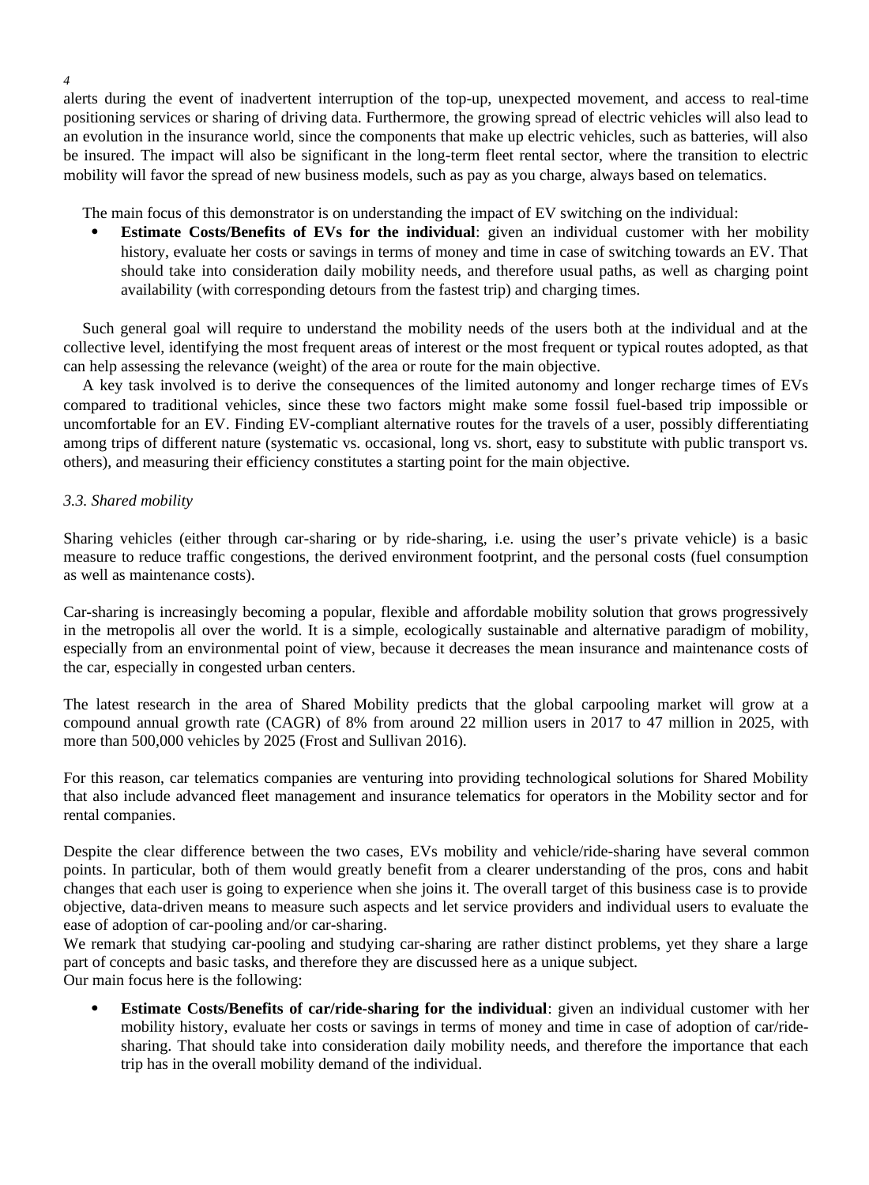alerts during the event of inadvertent interruption of the top-up, unexpected movement, and access to real-time positioning services or sharing of driving data. Furthermore, the growing spread of electric vehicles will also lead to an evolution in the insurance world, since the components that make up electric vehicles, such as batteries, will also be insured. The impact will also be significant in the long-term fleet rental sector, where the transition to electric mobility will favor the spread of new business models, such as pay as you charge, always based on telematics.

The main focus of this demonstrator is on understanding the impact of EV switching on the individual:

- **Estimate Costs/Benefits of EVs for the individual**: given an individual customer with her mobility history, evaluate her costs or savings in terms of money and time in case of switching towards an EV. That should take into consideration daily mobility needs, and therefore usual paths, as well as charging point availability (with corresponding detours from the fastest trip) and charging times.

Such general goal will require to understand the mobility needs of the users both at the individual and at the collective level, identifying the most frequent areas of interest or the most frequent or typical routes adopted, as that can help assessing the relevance (weight) of the area or route for the main objective.

A key task involved is to derive the consequences of the limited autonomy and longer recharge times of EVs compared to traditional vehicles, since these two factors might make some fossil fuel-based trip impossible or uncomfortable for an EV. Finding EV-compliant alternative routes for the travels of a user, possibly differentiating among trips of different nature (systematic vs. occasional, long vs. short, easy to substitute with public transport vs. others), and measuring their efficiency constitutes a starting point for the main objective.

### *3.3. Shared mobility*

Sharing vehicles (either through car-sharing or by ride-sharing, i.e. using the user's private vehicle) is a basic measure to reduce traffic congestions, the derived environment footprint, and the personal costs (fuel consumption as well as maintenance costs).

Car-sharing is increasingly becoming a popular, flexible and affordable mobility solution that grows progressively in the metropolis all over the world. It is a simple, ecologically sustainable and alternative paradigm of mobility, especially from an environmental point of view, because it decreases the mean insurance and maintenance costs of the car, especially in congested urban centers.

The latest research in the area of Shared Mobility predicts that the global carpooling market will grow at a compound annual growth rate (CAGR) of 8% from around 22 million users in 2017 to 47 million in 2025, with more than 500,000 vehicles by 2025 (Frost and Sullivan 2016).

For this reason, car telematics companies are venturing into providing technological solutions for Shared Mobility that also include advanced fleet management and insurance telematics for operators in the Mobility sector and for rental companies.

Despite the clear difference between the two cases, EVs mobility and vehicle/ride-sharing have several common points. In particular, both of them would greatly benefit from a clearer understanding of the pros, cons and habit changes that each user is going to experience when she joins it. The overall target of this business case is to provide objective, data-driven means to measure such aspects and let service providers and individual users to evaluate the ease of adoption of car-pooling and/or car-sharing.
We remark that studying car-pooling and studying car-sharing are rather distinct problems, yet they share a large part of concepts and basic tasks, and therefore they are discussed here as a unique subject.
Our main focus here is the following:

- **Estimate Costs/Benefits of car/ride-sharing for the individual**: given an individual customer with her mobility history, evaluate her costs or savings in terms of money and time in case of adoption of car/ride-sharing. That should take into consideration daily mobility needs, and therefore the importance that each trip has in the overall mobility demand of the individual.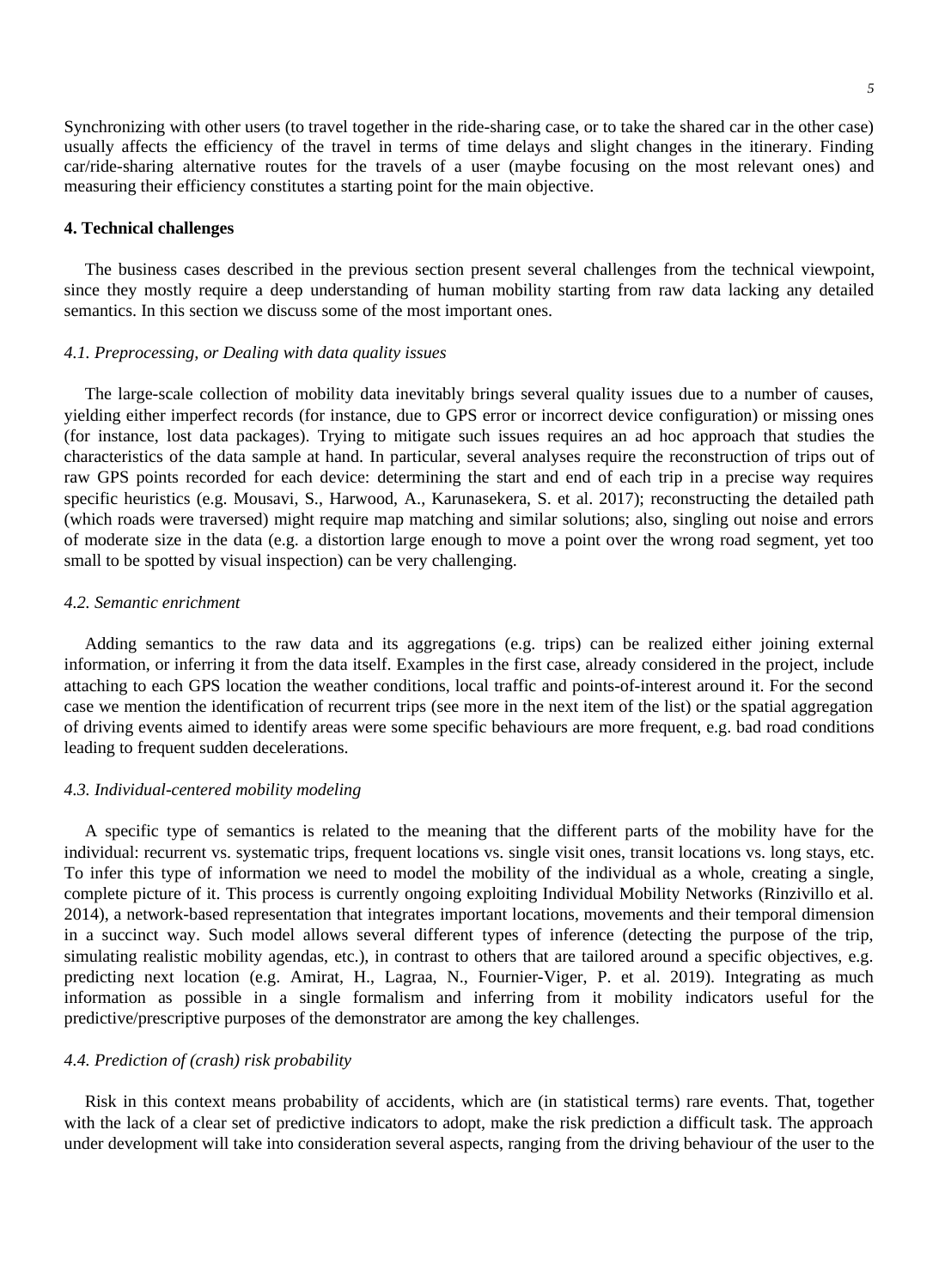Synchronizing with other users (to travel together in the ride-sharing case, or to take the shared car in the other case) usually affects the efficiency of the travel in terms of time delays and slight changes in the itinerary. Finding car/ride-sharing alternative routes for the travels of a user (maybe focusing on the most relevant ones) and measuring their efficiency constitutes a starting point for the main objective.

## 4. Technical challenges

The business cases described in the previous section present several challenges from the technical viewpoint, since they mostly require a deep understanding of human mobility starting from raw data lacking any detailed semantics. In this section we discuss some of the most important ones.

### *4.1. Preprocessing, or Dealing with data quality issues*

The large-scale collection of mobility data inevitably brings several quality issues due to a number of causes, yielding either imperfect records (for instance, due to GPS error or incorrect device configuration) or missing ones (for instance, lost data packages). Trying to mitigate such issues requires an ad hoc approach that studies the characteristics of the data sample at hand. In particular, several analyses require the reconstruction of trips out of raw GPS points recorded for each device: determining the start and end of each trip in a precise way requires specific heuristics (e.g. Mousavi, S., Harwood, A., Karunasekera, S. et al. 2017); reconstructing the detailed path (which roads were traversed) might require map matching and similar solutions; also, singling out noise and errors of moderate size in the data (e.g. a distortion large enough to move a point over the wrong road segment, yet too small to be spotted by visual inspection) can be very challenging.

### *4.2. Semantic enrichment*

Adding semantics to the raw data and its aggregations (e.g. trips) can be realized either joining external information, or inferring it from the data itself. Examples in the first case, already considered in the project, include attaching to each GPS location the weather conditions, local traffic and points-of-interest around it. For the second case we mention the identification of recurrent trips (see more in the next item of the list) or the spatial aggregation of driving events aimed to identify areas were some specific behaviours are more frequent, e.g. bad road conditions leading to frequent sudden decelerations.

### *4.3. Individual-centered mobility modeling*

A specific type of semantics is related to the meaning that the different parts of the mobility have for the individual: recurrent vs. systematic trips, frequent locations vs. single visit ones, transit locations vs. long stays, etc. To infer this type of information we need to model the mobility of the individual as a whole, creating a single, complete picture of it. This process is currently ongoing exploiting Individual Mobility Networks (Rinzivillo et al. 2014), a network-based representation that integrates important locations, movements and their temporal dimension in a succinct way. Such model allows several different types of inference (detecting the purpose of the trip, simulating realistic mobility agendas, etc.), in contrast to others that are tailored around a specific objectives, e.g. predicting next location (e.g. Amirat, H., Lagraa, N., Fournier-Viger, P. et al. 2019). Integrating as much information as possible in a single formalism and inferring from it mobility indicators useful for the predictive/prescriptive purposes of the demonstrator are among the key challenges.

### *4.4. Prediction of (crash) risk probability*

Risk in this context means probability of accidents, which are (in statistical terms) rare events. That, together with the lack of a clear set of predictive indicators to adopt, make the risk prediction a difficult task. The approach under development will take into consideration several aspects, ranging from the driving behaviour of the user to the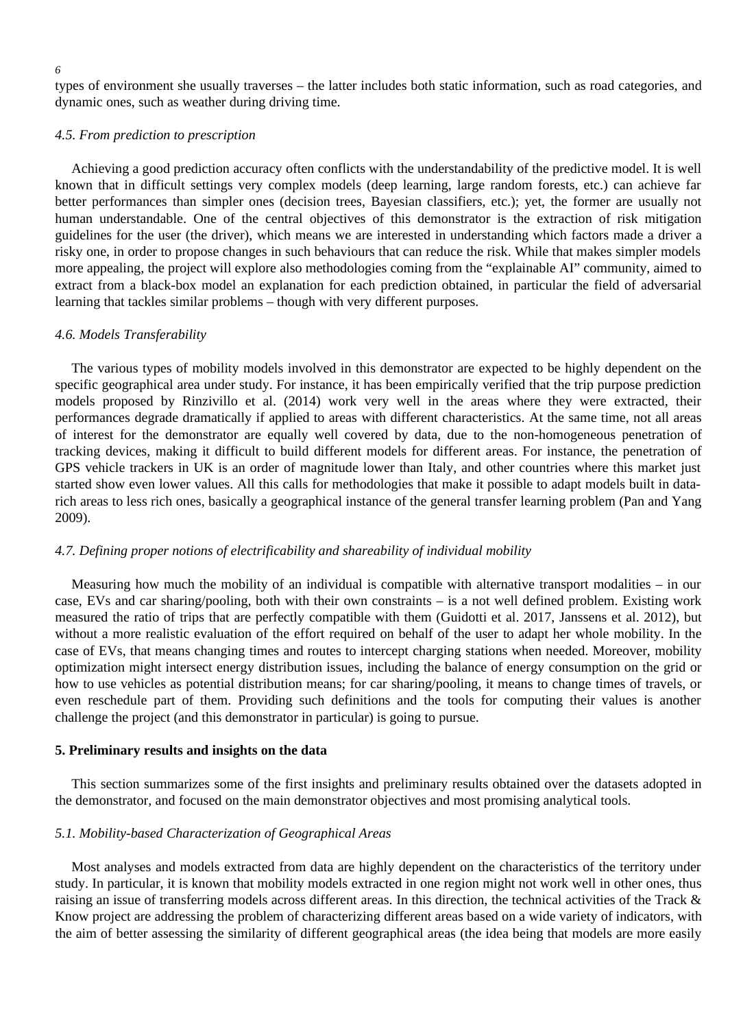types of environment she usually traverses – the latter includes both static information, such as road categories, and dynamic ones, such as weather during driving time.

### *4.5. From prediction to prescription*

Achieving a good prediction accuracy often conflicts with the understandability of the predictive model. It is well known that in difficult settings very complex models (deep learning, large random forests, etc.) can achieve far better performances than simpler ones (decision trees, Bayesian classifiers, etc.); yet, the former are usually not human understandable. One of the central objectives of this demonstrator is the extraction of risk mitigation guidelines for the user (the driver), which means we are interested in understanding which factors made a driver a risky one, in order to propose changes in such behaviours that can reduce the risk. While that makes simpler models more appealing, the project will explore also methodologies coming from the "explainable AI" community, aimed to extract from a black-box model an explanation for each prediction obtained, in particular the field of adversarial learning that tackles similar problems – though with very different purposes.

### *4.6. Models Transferability*

The various types of mobility models involved in this demonstrator are expected to be highly dependent on the specific geographical area under study. For instance, it has been empirically verified that the trip purpose prediction models proposed by Rinzivillo et al. (2014) work very well in the areas where they were extracted, their performances degrade dramatically if applied to areas with different characteristics. At the same time, not all areas of interest for the demonstrator are equally well covered by data, due to the non-homogeneous penetration of tracking devices, making it difficult to build different models for different areas. For instance, the penetration of GPS vehicle trackers in UK is an order of magnitude lower than Italy, and other countries where this market just started show even lower values. All this calls for methodologies that make it possible to adapt models built in data-rich areas to less rich ones, basically a geographical instance of the general transfer learning problem (Pan and Yang 2009).

### *4.7. Defining proper notions of electrificability and shareability of individual mobility*

Measuring how much the mobility of an individual is compatible with alternative transport modalities – in our case, EVs and car sharing/pooling, both with their own constraints – is a not well defined problem. Existing work measured the ratio of trips that are perfectly compatible with them (Guidotti et al. 2017, Janssens et al. 2012), but without a more realistic evaluation of the effort required on behalf of the user to adapt her whole mobility. In the case of EVs, that means changing times and routes to intercept charging stations when needed. Moreover, mobility optimization might intersect energy distribution issues, including the balance of energy consumption on the grid or how to use vehicles as potential distribution means; for car sharing/pooling, it means to change times of travels, or even reschedule part of them. Providing such definitions and the tools for computing their values is another challenge the project (and this demonstrator in particular) is going to pursue.

## 5. Preliminary results and insights on the data

This section summarizes some of the first insights and preliminary results obtained over the datasets adopted in the demonstrator, and focused on the main demonstrator objectives and most promising analytical tools.

### *5.1. Mobility-based Characterization of Geographical Areas*

Most analyses and models extracted from data are highly dependent on the characteristics of the territory under study. In particular, it is known that mobility models extracted in one region might not work well in other ones, thus raising an issue of transferring models across different areas. In this direction, the technical activities of the Track & Know project are addressing the problem of characterizing different areas based on a wide variety of indicators, with the aim of better assessing the similarity of different geographical areas (the idea being that models are more easily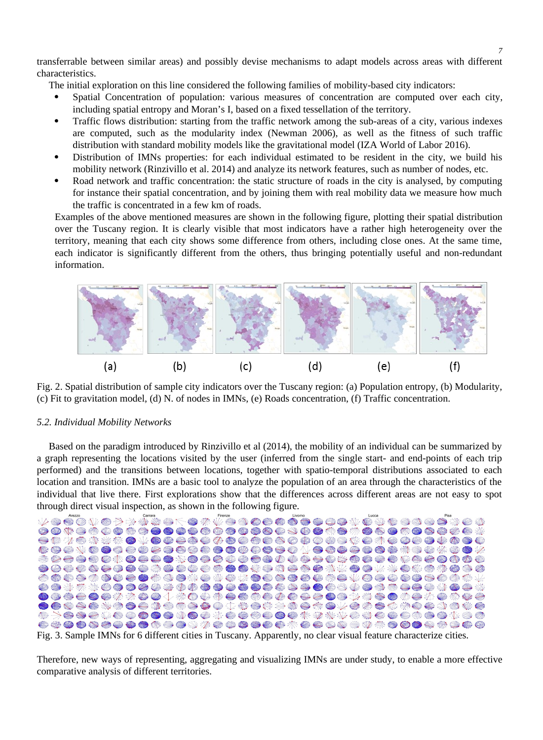transferrable between similar areas) and possibly devise mechanisms to adapt models across areas with different characteristics.

The initial exploration on this line considered the following families of mobility-based city indicators:

- Spatial Concentration of population: various measures of concentration are computed over each city, including spatial entropy and Moran's I, based on a fixed tessellation of the territory.
- Traffic flows distribution: starting from the traffic network among the sub-areas of a city, various indexes are computed, such as the modularity index (Newman 2006), as well as the fitness of such traffic distribution with standard mobility models like the gravitational model (IZA World of Labor 2016).
- Distribution of IMNs properties: for each individual estimated to be resident in the city, we build his mobility network (Rinzivillo et al. 2014) and analyze its network features, such as number of nodes, etc.
- Road network and traffic concentration: the static structure of roads in the city is analysed, by computing for instance their spatial concentration, and by joining them with real mobility data we measure how much the traffic is concentrated in a few km of roads.

Examples of the above mentioned measures are shown in the following figure, plotting their spatial distribution over the Tuscany region. It is clearly visible that most indicators have a rather high heterogeneity over the territory, meaning that each city shows some difference from others, including close ones. At the same time, each indicator is significantly different from the others, thus bringing potentially useful and non-redundant information.

(a) (b) (c) (d) (e) (f)

Fig. 2. Spatial distribution of sample city indicators over the Tuscany region: (a) Population entropy, (b) Modularity, (c) Fit to gravitation model, (d) N. of nodes in IMNs, (e) Roads concentration, (f) Traffic concentration.

### *5.2. Individual Mobility Networks*

Based on the paradigm introduced by Rinzivillo et al (2014), the mobility of an individual can be summarized by a graph representing the locations visited by the user (inferred from the single start- and end-points of each trip performed) and the transitions between locations, together with spatio-temporal distributions associated to each location and transition. IMNs are a basic tool to analyze the population of an area through the characteristics of the individual that live there. First explorations show that the differences across different areas are not easy to spot through direct visual inspection, as shown in the following figure.

Arezzo Carrara Firenze Livorno Lucca Pisa

Fig. 3. Sample IMNs for 6 different cities in Tuscany. Apparently, no clear visual feature characterize cities.

Therefore, new ways of representing, aggregating and visualizing IMNs are under study, to enable a more effective comparative analysis of different territories.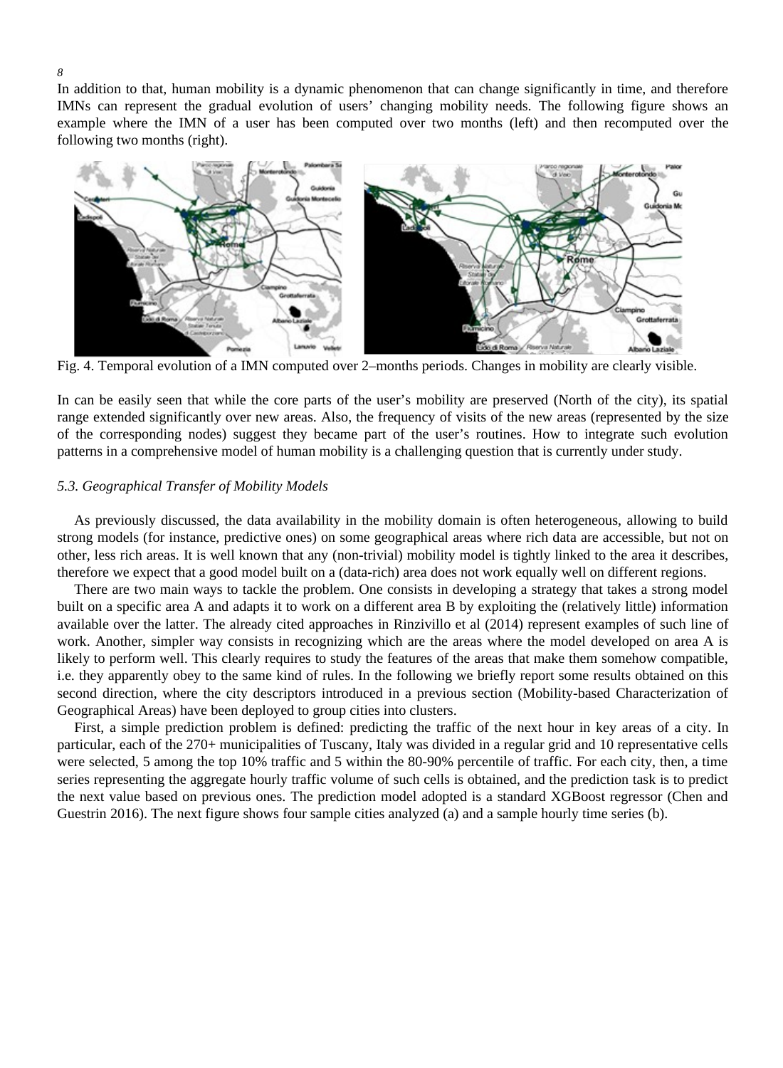In addition to that, human mobility is a dynamic phenomenon that can change significantly in time, and therefore IMNs can represent the gradual evolution of users' changing mobility needs. The following figure shows an example where the IMN of a user has been computed over two months (left) and then recomputed over the following two months (right).

Fig. 4. Temporal evolution of a IMN computed over 2–months periods. Changes in mobility are clearly visible.

In can be easily seen that while the core parts of the user's mobility are preserved (North of the city), its spatial range extended significantly over new areas. Also, the frequency of visits of the new areas (represented by the size of the corresponding nodes) suggest they became part of the user's routines. How to integrate such evolution patterns in a comprehensive model of human mobility is a challenging question that is currently under study.

### *5.3. Geographical Transfer of Mobility Models*

As previously discussed, the data availability in the mobility domain is often heterogeneous, allowing to build strong models (for instance, predictive ones) on some geographical areas where rich data are accessible, but not on other, less rich areas. It is well known that any (non-trivial) mobility model is tightly linked to the area it describes, therefore we expect that a good model built on a (data-rich) area does not work equally well on different regions.

There are two main ways to tackle the problem. One consists in developing a strategy that takes a strong model built on a specific area A and adapts it to work on a different area B by exploiting the (relatively little) information available over the latter. The already cited approaches in Rinzivillo et al (2014) represent examples of such line of work. Another, simpler way consists in recognizing which are the areas where the model developed on area A is likely to perform well. This clearly requires to study the features of the areas that make them somehow compatible, i.e. they apparently obey to the same kind of rules. In the following we briefly report some results obtained on this second direction, where the city descriptors introduced in a previous section (Mobility-based Characterization of Geographical Areas) have been deployed to group cities into clusters.

First, a simple prediction problem is defined: predicting the traffic of the next hour in key areas of a city. In particular, each of the 270+ municipalities of Tuscany, Italy was divided in a regular grid and 10 representative cells were selected, 5 among the top 10% traffic and 5 within the 80-90% percentile of traffic. For each city, then, a time series representing the aggregate hourly traffic volume of such cells is obtained, and the prediction task is to predict the next value based on previous ones. The prediction model adopted is a standard XGBoost regressor (Chen and Guestrin 2016). The next figure shows four sample cities analyzed (a) and a sample hourly time series (b).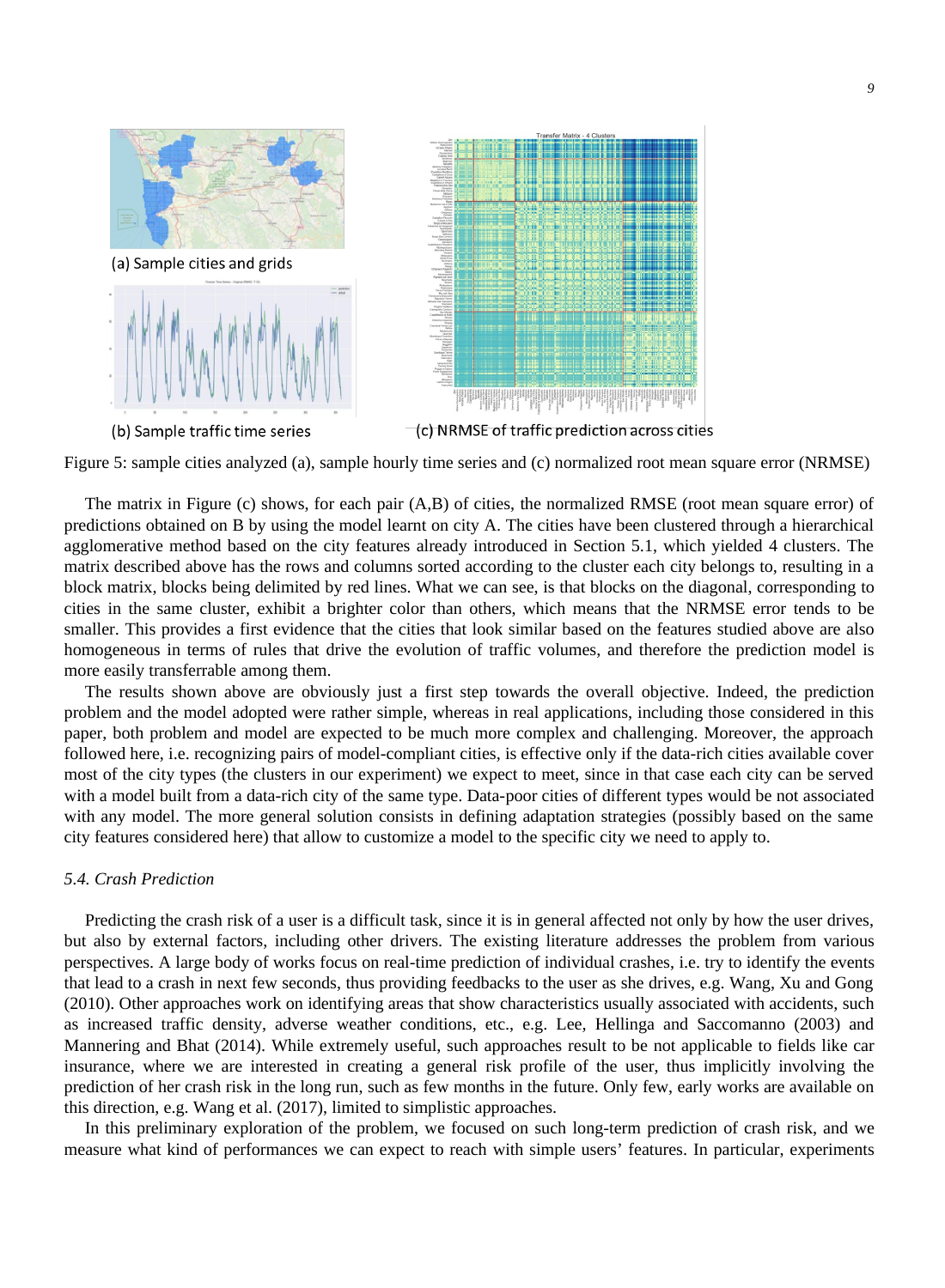(a) Sample cities and grids

(b) Sample traffic time series

(c) NRMSE of traffic prediction across cities

Figure 5: sample cities analyzed (a), sample hourly time series and (c) normalized root mean square error (NRMSE)

The matrix in Figure (c) shows, for each pair (A,B) of cities, the normalized RMSE (root mean square error) of predictions obtained on B by using the model learnt on city A. The cities have been clustered through a hierarchical agglomerative method based on the city features already introduced in Section 5.1, which yielded 4 clusters. The matrix described above has the rows and columns sorted according to the cluster each city belongs to, resulting in a block matrix, blocks being delimited by red lines. What we can see, is that blocks on the diagonal, corresponding to cities in the same cluster, exhibit a brighter color than others, which means that the NRMSE error tends to be smaller. This provides a first evidence that the cities that look similar based on the features studied above are also homogeneous in terms of rules that drive the evolution of traffic volumes, and therefore the prediction model is more easily transferrable among them.

The results shown above are obviously just a first step towards the overall objective. Indeed, the prediction problem and the model adopted were rather simple, whereas in real applications, including those considered in this paper, both problem and model are expected to be much more complex and challenging. Moreover, the approach followed here, i.e. recognizing pairs of model-compliant cities, is effective only if the data-rich cities available cover most of the city types (the clusters in our experiment) we expect to meet, since in that case each city can be served with a model built from a data-rich city of the same type. Data-poor cities of different types would be not associated with any model. The more general solution consists in defining adaptation strategies (possibly based on the same city features considered here) that allow to customize a model to the specific city we need to apply to.

### *5.4. Crash Prediction*

Predicting the crash risk of a user is a difficult task, since it is in general affected not only by how the user drives, but also by external factors, including other drivers. The existing literature addresses the problem from various perspectives. A large body of works focus on real-time prediction of individual crashes, i.e. try to identify the events that lead to a crash in next few seconds, thus providing feedbacks to the user as she drives, e.g. Wang, Xu and Gong (2010). Other approaches work on identifying areas that show characteristics usually associated with accidents, such as increased traffic density, adverse weather conditions, etc., e.g. Lee, Hellinga and Saccomanno (2003) and Mannering and Bhat (2014). While extremely useful, such approaches result to be not applicable to fields like car insurance, where we are interested in creating a general risk profile of the user, thus implicitly involving the prediction of her crash risk in the long run, such as few months in the future. Only few, early works are available on this direction, e.g. Wang et al. (2017), limited to simplistic approaches.

In this preliminary exploration of the problem, we focused on such long-term prediction of crash risk, and we measure what kind of performances we can expect to reach with simple users' features. In particular, experiments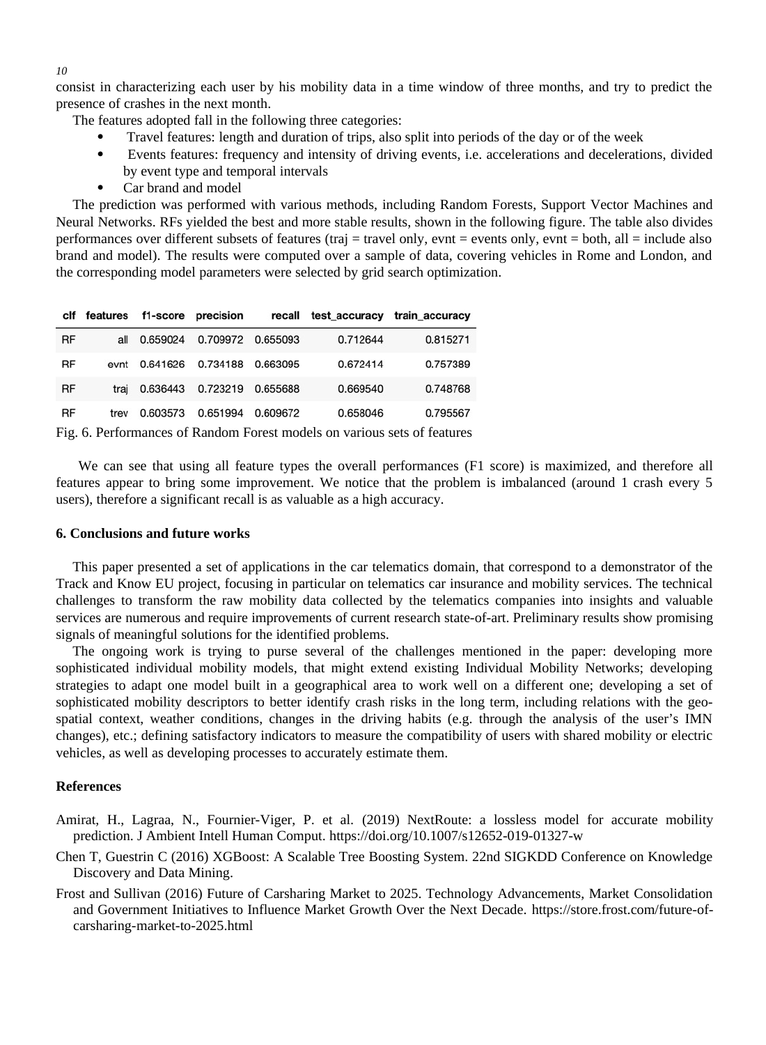consist in characterizing each user by his mobility data in a time window of three months, and try to predict the presence of crashes in the next month.

The features adopted fall in the following three categories:

- Travel features: length and duration of trips, also split into periods of the day or of the week
- Events features: frequency and intensity of driving events, i.e. accelerations and decelerations, divided by event type and temporal intervals
- Car brand and model

The prediction was performed with various methods, including Random Forests, Support Vector Machines and Neural Networks. RFs yielded the best and more stable results, shown in the following figure. The table also divides performances over different subsets of features (traj = travel only, evnt = events only, evnt = both, all = include also brand and model). The results were computed over a sample of data, covering vehicles in Rome and London, and the corresponding model parameters were selected by grid search optimization.

| clf | features | f1-score | precision | recall | test_accuracy | train_accuracy |
|---|---|---|---|---|---|---|
| RF | all | 0.659024 | 0.709972 | 0.655093 | 0.712644 | 0.815271 |
| RF | evnt | 0.641626 | 0.734188 | 0.663095 | 0.672414 | 0.757389 |
| RF | traj | 0.636443 | 0.723219 | 0.655688 | 0.669540 | 0.748768 |
| RF | trev | 0.603573 | 0.651994 | 0.609672 | 0.658046 | 0.795567 |

Fig. 6. Performances of Random Forest models on various sets of features

We can see that using all feature types the overall performances (F1 score) is maximized, and therefore all features appear to bring some improvement. We notice that the problem is imbalanced (around 1 crash every 5 users), therefore a significant recall is as valuable as a high accuracy.

## 6. Conclusions and future works

This paper presented a set of applications in the car telematics domain, that correspond to a demonstrator of the Track and Know EU project, focusing in particular on telematics car insurance and mobility services. The technical challenges to transform the raw mobility data collected by the telematics companies into insights and valuable services are numerous and require improvements of current research state-of-art. Preliminary results show promising signals of meaningful solutions for the identified problems.

The ongoing work is trying to purse several of the challenges mentioned in the paper: developing more sophisticated individual mobility models, that might extend existing Individual Mobility Networks; developing strategies to adapt one model built in a geographical area to work well on a different one; developing a set of sophisticated mobility descriptors to better identify crash risks in the long term, including relations with the geo-spatial context, weather conditions, changes in the driving habits (e.g. through the analysis of the user's IMN changes), etc.; defining satisfactory indicators to measure the compatibility of users with shared mobility or electric vehicles, as well as developing processes to accurately estimate them.

## References

Amirat, H., Lagraa, N., Fournier-Viger, P. et al. (2019) NextRoute: a lossless model for accurate mobility prediction. J Ambient Intell Human Comput. https://doi.org/10.1007/s12652-019-01327-w

Chen T, Guestrin C (2016) XGBoost: A Scalable Tree Boosting System. 22nd SIGKDD Conference on Knowledge Discovery and Data Mining.

Frost and Sullivan (2016) Future of Carsharing Market to 2025. Technology Advancements, Market Consolidation and Government Initiatives to Influence Market Growth Over the Next Decade. https://store.frost.com/future-of-carsharing-market-to-2025.html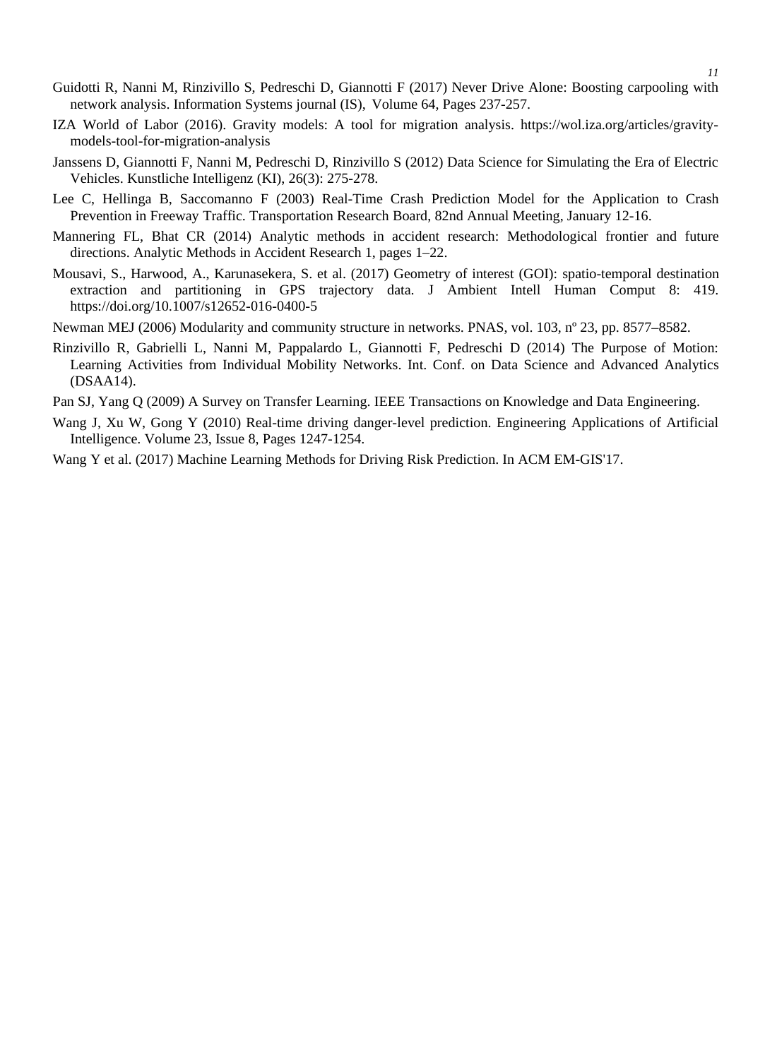Guidotti R, Nanni M, Rinzivillo S, Pedreschi D, Giannotti F (2017) Never Drive Alone: Boosting carpooling with network analysis. Information Systems journal (IS), Volume 64, Pages 237-257.

IZA World of Labor (2016). Gravity models: A tool for migration analysis. https://wol.iza.org/articles/gravity-models-tool-for-migration-analysis

Janssens D, Giannotti F, Nanni M, Pedreschi D, Rinzivillo S (2012) Data Science for Simulating the Era of Electric Vehicles. Kunstliche Intelligenz (KI), 26(3): 275-278.

Lee C, Hellinga B, Saccomanno F (2003) Real-Time Crash Prediction Model for the Application to Crash Prevention in Freeway Traffic. Transportation Research Board, 82nd Annual Meeting, January 12-16.

Mannering FL, Bhat CR (2014) Analytic methods in accident research: Methodological frontier and future directions. Analytic Methods in Accident Research 1, pages 1–22.

Mousavi, S., Harwood, A., Karunasekera, S. et al. (2017) Geometry of interest (GOI): spatio-temporal destination extraction and partitioning in GPS trajectory data. J Ambient Intell Human Comput 8: 419. https://doi.org/10.1007/s12652-016-0400-5

Newman MEJ (2006) Modularity and community structure in networks. PNAS, vol. 103, nº 23, pp. 8577–8582.

Rinzivillo R, Gabrielli L, Nanni M, Pappalardo L, Giannotti F, Pedreschi D (2014) The Purpose of Motion: Learning Activities from Individual Mobility Networks. Int. Conf. on Data Science and Advanced Analytics (DSAA14).

Pan SJ, Yang Q (2009) A Survey on Transfer Learning. IEEE Transactions on Knowledge and Data Engineering.

Wang J, Xu W, Gong Y (2010) Real-time driving danger-level prediction. Engineering Applications of Artificial Intelligence. Volume 23, Issue 8, Pages 1247-1254.

Wang Y et al. (2017) Machine Learning Methods for Driving Risk Prediction. In ACM EM-GIS'17.